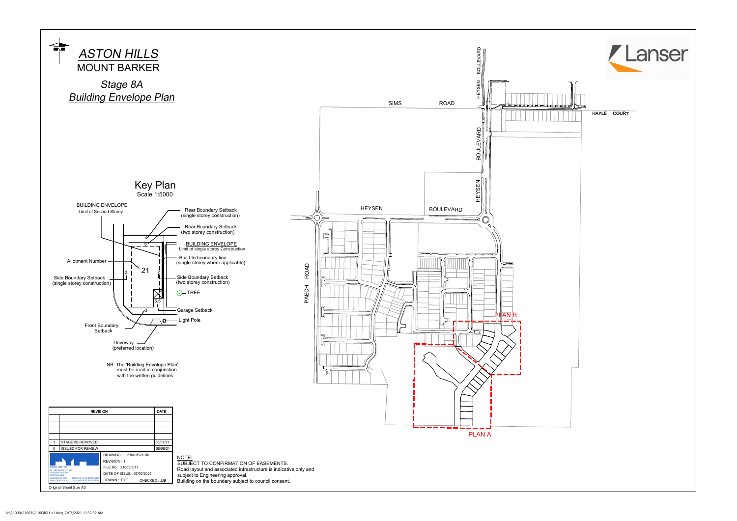# *ASTON HILLS*

## MOUNT BARKER

## *Stage 8A*
## *Building Envelope Plan*

Lanser

### Key Plan
Scale 1:5000

SIMS ROAD

HEYSEN BOULEVARD

HAYLE COURT

PAECH ROAD

PLAN A

PLAN B

BUILDING ENVELOPE
Limit of Second Storey

Rear Boundary Setback (single storey construction)

Rear Boundary Setback (two storey construction)

BUILDING ENVELOPE
Limit of single storey Construction

Build to boundary line (single storey where applicable)

Allotment Number

Side Boundary Setback (single storey construction)

Side Boundary Setback (two storey construction)

TREE

Garage Setback

Light Pole

Front Boundary Setback

Driveway (preferred location)

NB: The 'Building Envelope Plan' must be read in conjunction with the written guidelines

| | REVISION | DATE |
|---|---|---|
| | | |
| | | |
| | | |
| | | |
| 1 | STAGE 8B REMOVED | 06/07/21 |
| 0 | ISSUED FOR REVIEW | 08/06/21 |

DRAWING : 21003B21-R0
REVISION : 1
FILE No : 21003/9/11
DATE OF ISSUE : 07/07/2021
DRAWN : FYF    CHECKED : JJB

Original Sheet Size A3

NOTE:
SUBJECT TO CONFIRMATION OF EASEMENTS.
Road layout and associated infrastructure is indicative only and subject to Engineering approval.
Building on the boundary subject to council consent.

N:\21000\21003\21003B21-r1.dwg, 7/07/2021 11:52:02 AM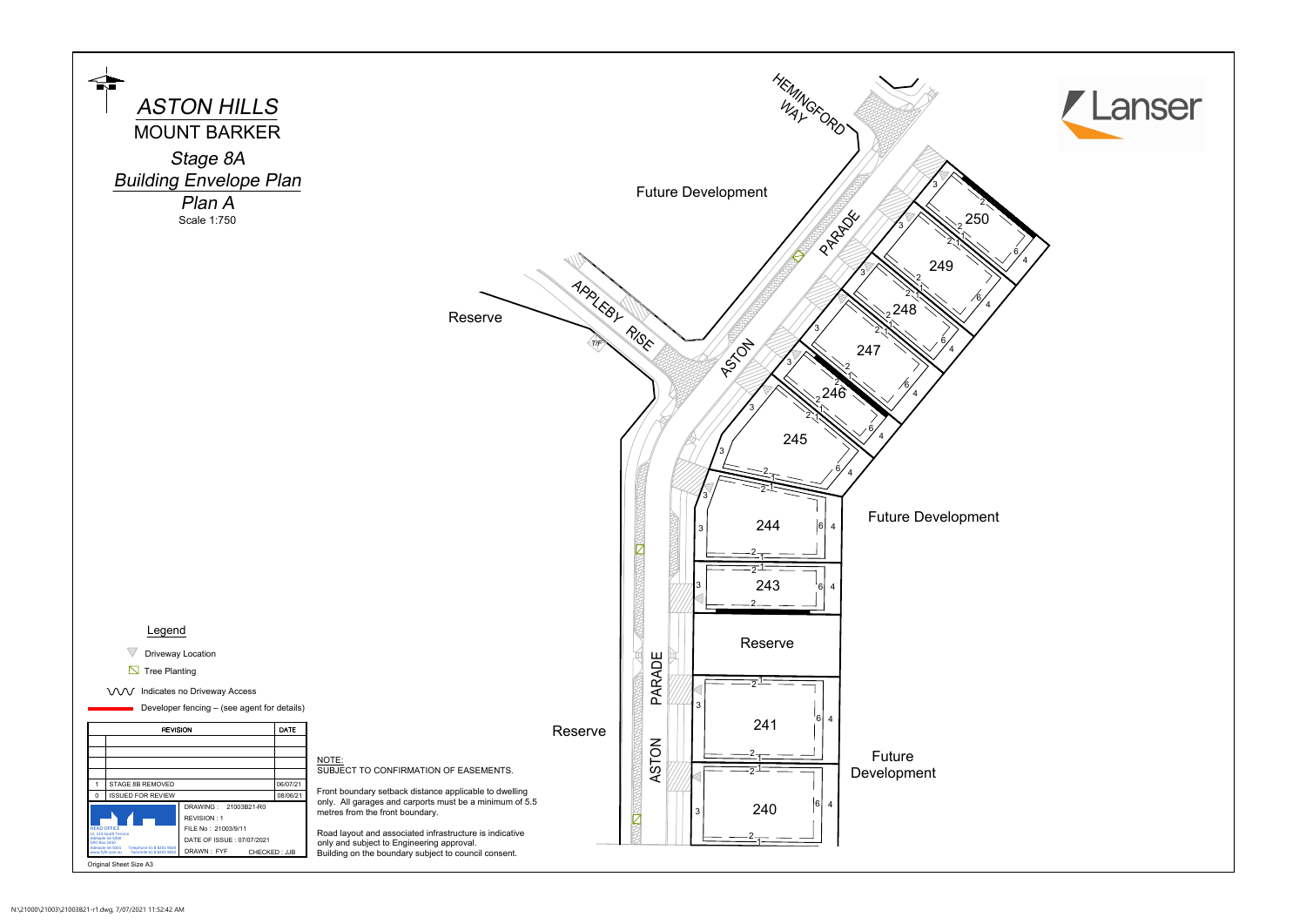# *ASTON HILLS*

## MOUNT BARKER

### *Stage 8A*
### *Building Envelope Plan*
### *Plan A*

Scale 1:750

Lanser

HEMINGFORD WAY

Future Development

ASTON PARADE

APPLEBY RISE

Reserve

T/F

Future Development

Reserve

Reserve

Future Development

250, 249, 248, 247, 246, 245, 244, 243, 241, 240

**Legend**

- Driveway Location
- Tree Planting
- Indicates no Driveway Access
- Developer fencing – (see agent for details)

| | REVISION | DATE |
|---|---|---|
| | | |
| | | |
| | | |
| | | |
| 1 | STAGE 8B REMOVED | 06/07/21 |
| 0 | ISSUED FOR REVIEW | 08/06/21 |

HEAD OFFICE
L2, 124 South Terrace
Adelaide SA 5000
GPO Box 2450
Adelaide SA 5001
Telephone 61 8 8201 9600
Facsimile 61 8 8201 9650
www.fyfe.com.au

DRAWING : 21003B21-R0
REVISION : 1
FILE No : 21003/9/11
DATE OF ISSUE : 07/07/2021
DRAWN : FYF CHECKED : JJB

Original Sheet Size A3

NOTE:
SUBJECT TO CONFIRMATION OF EASEMENTS.

Front boundary setback distance applicable to dwelling only. All garages and carports must be a minimum of 5.5 metres from the front boundary.

Road layout and associated infrastructure is indicative only and subject to Engineering approval.
Building on the boundary subject to council consent.

N:\21000\21003\21003B21-r1.dwg, 7/07/2021 11:52:42 AM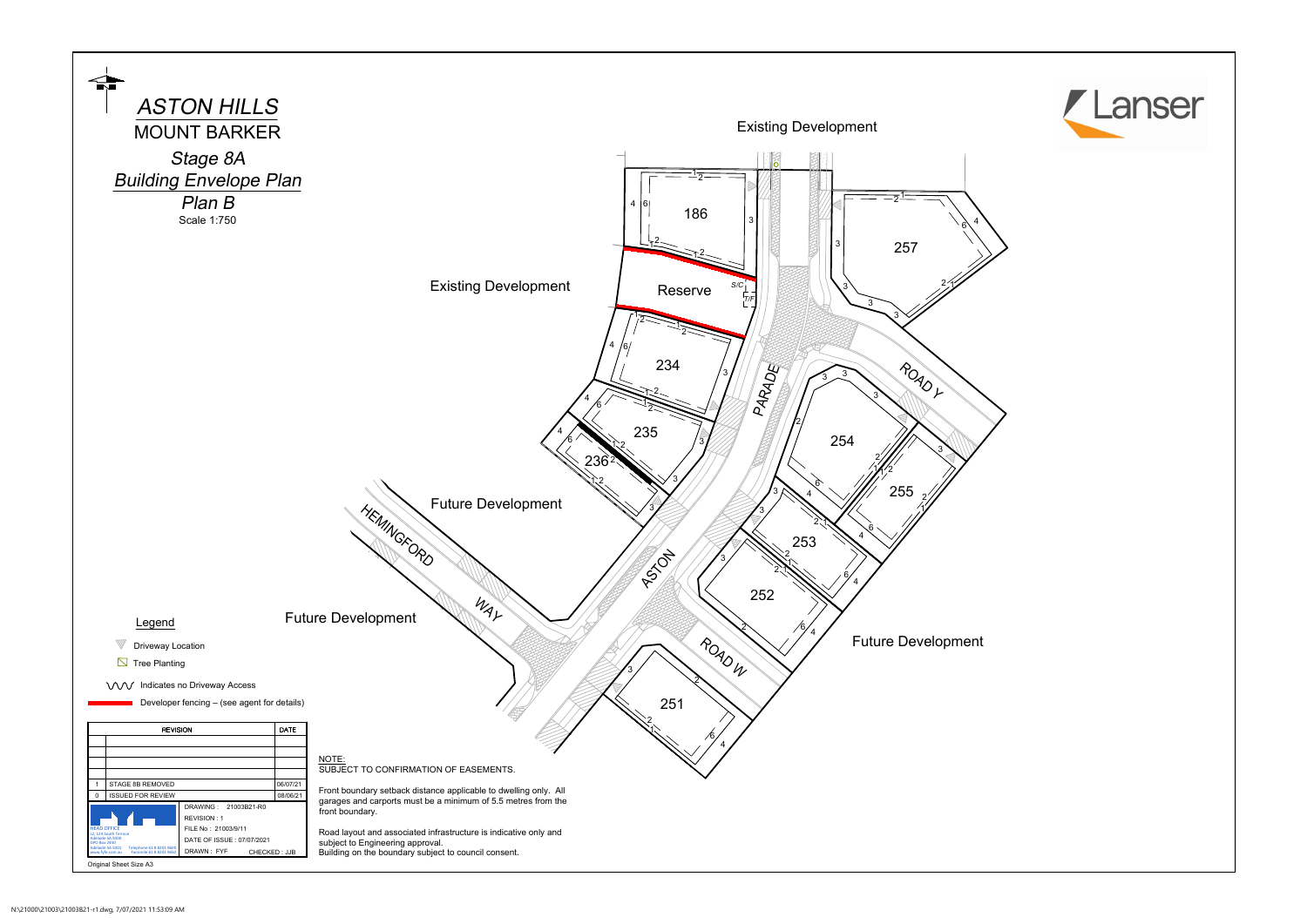# *ASTON HILLS*

## MOUNT BARKER

### *Stage 8A*
### *Building Envelope Plan*
### *Plan B*

Scale 1:750

Lanser

Existing Development

Existing Development

Future Development

Future Development

Future Development

Existing Development

186

Reserve

S/C

T/F

234

235

236

257

254

255

253

252

251

PARADE

ROAD Y

HEMINGFORD

WAY

ASTON

ROAD W

Legend

Driveway Location

Tree Planting

Indicates no Driveway Access

Developer fencing – (see agent for details)

| REVISION | | DATE |
|---|---|---|
| | | |
| | | |
| | | |
| | | |
| 1 | STAGE 8B REMOVED | 06/07/21 |
| 0 | ISSUED FOR REVIEW | 08/06/21 |

DRAWING : 21003B21-R0
REVISION : 1
FILE No : 21003/9/11
DATE OF ISSUE : 07/07/2021
DRAWN : FYF CHECKED : JJB

HEAD OFFICE

Original Sheet Size A3

NOTE:
SUBJECT TO CONFIRMATION OF EASEMENTS.

Front boundary setback distance applicable to dwelling only. All garages and carports must be a minimum of 5.5 metres from the front boundary.

Road layout and associated infrastructure is indicative only and subject to Engineering approval.
Building on the boundary subject to council consent.

N:\21000\21003\21003B21-r1.dwg, 7/07/2021 11:53:09 AM